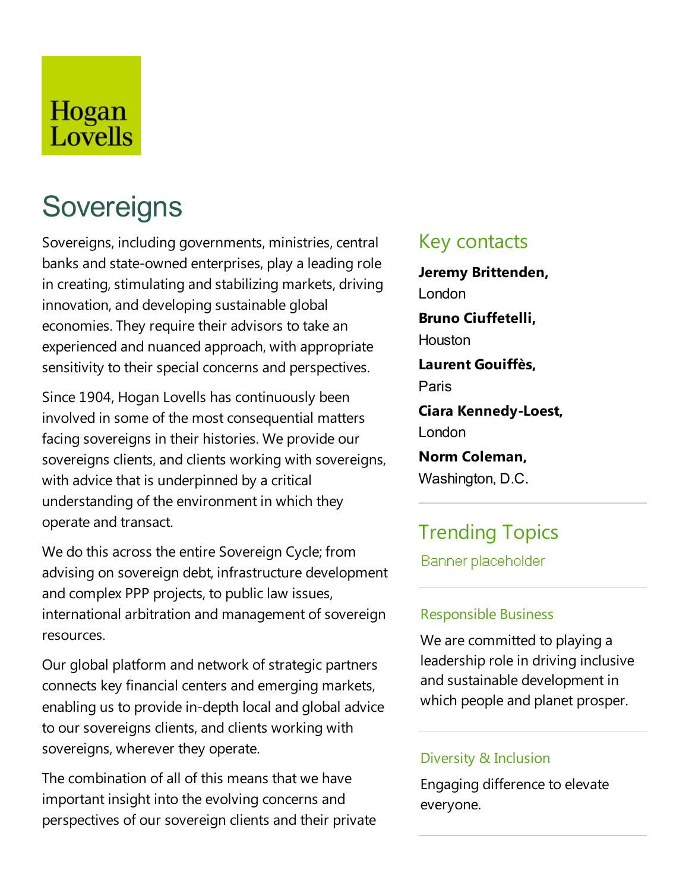Hogan Lovells

# Sovereigns

Sovereigns, including governments, ministries, central banks and state-owned enterprises, play a leading role in creating, stimulating and stabilizing markets, driving innovation, and developing sustainable global economies. They require their advisors to take an experienced and nuanced approach, with appropriate sensitivity to their special concerns and perspectives.

Since 1904, Hogan Lovells has continuously been involved in some of the most consequential matters facing sovereigns in their histories. We provide our sovereigns clients, and clients working with sovereigns, with advice that is underpinned by a critical understanding of the environment in which they operate and transact.

We do this across the entire Sovereign Cycle; from advising on sovereign debt, infrastructure development and complex PPP projects, to public law issues, international arbitration and management of sovereign resources.

Our global platform and network of strategic partners connects key financial centers and emerging markets, enabling us to provide in-depth local and global advice to our sovereigns clients, and clients working with sovereigns, wherever they operate.

The combination of all of this means that we have important insight into the evolving concerns and perspectives of our sovereign clients and their private

## Key contacts

**Jeremy Brittenden,**
London

**Bruno Ciuffetelli,**
Houston

**Laurent Gouiffès,**
Paris

**Ciara Kennedy-Loest,**
London

**Norm Coleman,**
Washington, D.C.

## Trending Topics

Banner placeholder

### Responsible Business

We are committed to playing a leadership role in driving inclusive and sustainable development in which people and planet prosper.

### Diversity & Inclusion

Engaging difference to elevate everyone.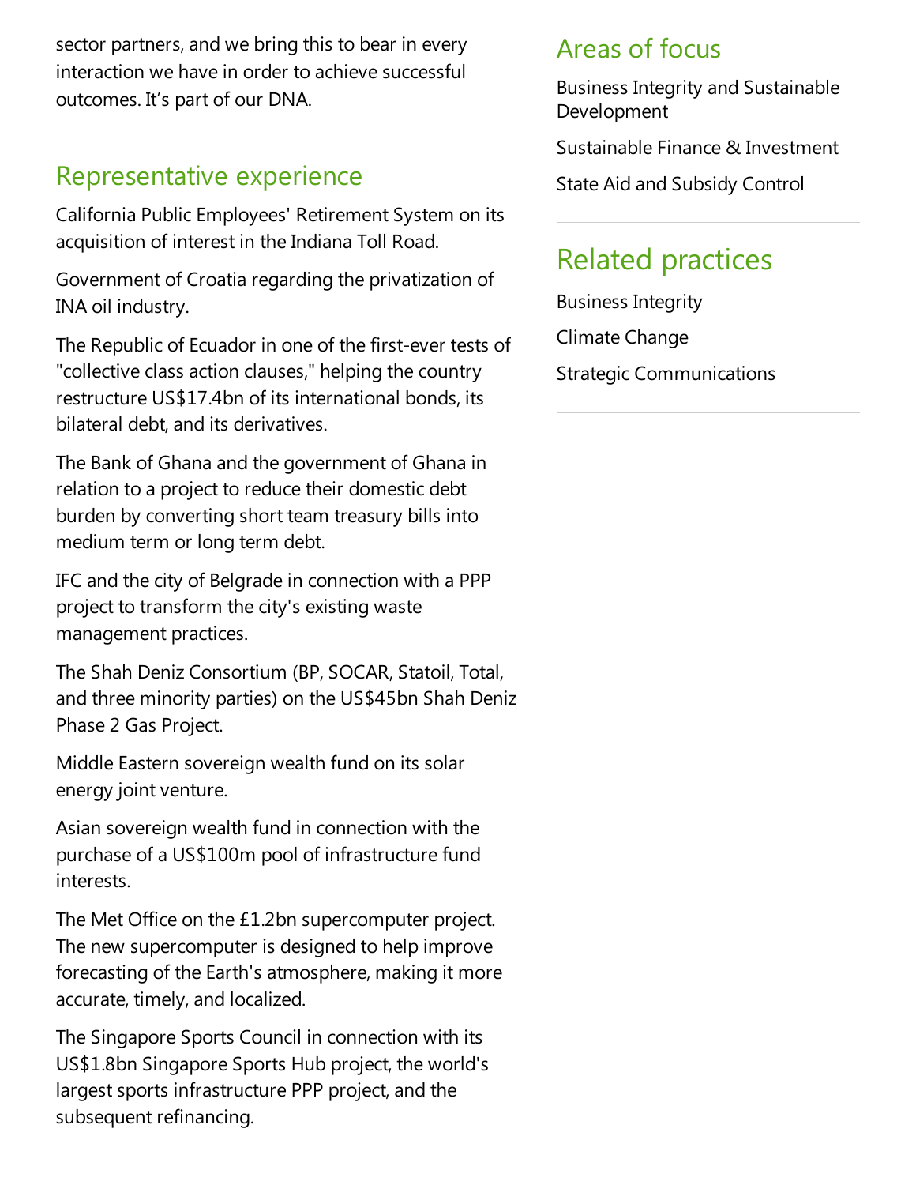sector partners, and we bring this to bear in every interaction we have in order to achieve successful outcomes. It's part of our DNA.

## Representative experience

California Public Employees' Retirement System on its acquisition of interest in the Indiana Toll Road.

Government of Croatia regarding the privatization of INA oil industry.

The Republic of Ecuador in one of the first-ever tests of "collective class action clauses," helping the country restructure US$17.4bn of its international bonds, its bilateral debt, and its derivatives.

The Bank of Ghana and the government of Ghana in relation to a project to reduce their domestic debt burden by converting short team treasury bills into medium term or long term debt.

IFC and the city of Belgrade in connection with a PPP project to transform the city's existing waste management practices.

The Shah Deniz Consortium (BP, SOCAR, Statoil, Total, and three minority parties) on the US$45bn Shah Deniz Phase 2 Gas Project.

Middle Eastern sovereign wealth fund on its solar energy joint venture.

Asian sovereign wealth fund in connection with the purchase of a US$100m pool of infrastructure fund interests.

The Met Office on the £1.2bn supercomputer project. The new supercomputer is designed to help improve forecasting of the Earth's atmosphere, making it more accurate, timely, and localized.

The Singapore Sports Council in connection with its US$1.8bn Singapore Sports Hub project, the world's largest sports infrastructure PPP project, and the subsequent refinancing.

## Areas of focus

Business Integrity and Sustainable Development

Sustainable Finance & Investment

State Aid and Subsidy Control

## Related practices

Business Integrity

Climate Change

Strategic Communications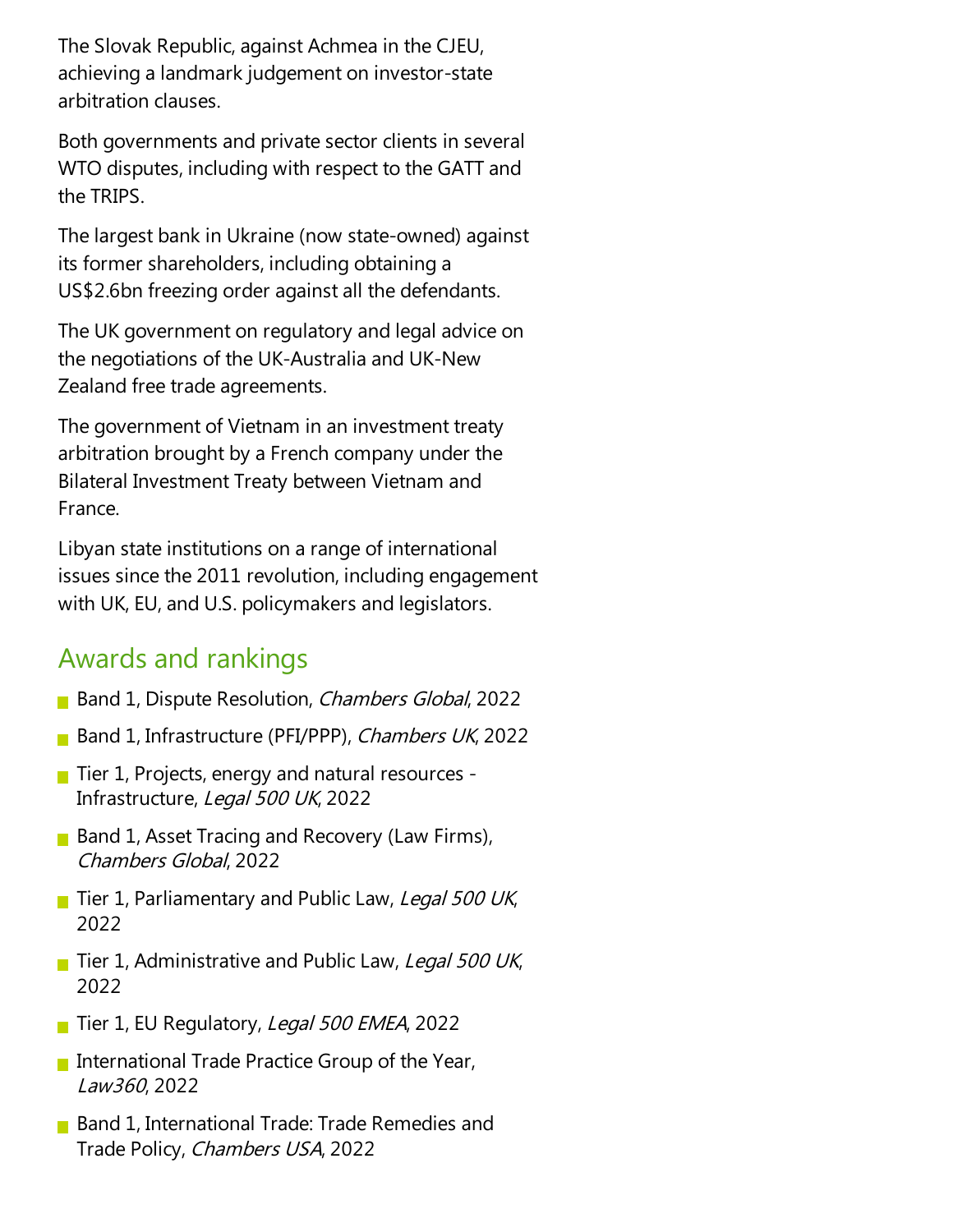The Slovak Republic, against Achmea in the CJEU, achieving a landmark judgement on investor-state arbitration clauses.

Both governments and private sector clients in several WTO disputes, including with respect to the GATT and the TRIPS.

The largest bank in Ukraine (now state-owned) against its former shareholders, including obtaining a US$2.6bn freezing order against all the defendants.

The UK government on regulatory and legal advice on the negotiations of the UK-Australia and UK-New Zealand free trade agreements.

The government of Vietnam in an investment treaty arbitration brought by a French company under the Bilateral Investment Treaty between Vietnam and France.

Libyan state institutions on a range of international issues since the 2011 revolution, including engagement with UK, EU, and U.S. policymakers and legislators.

## Awards and rankings

- Band 1, Dispute Resolution, *Chambers Global*, 2022
- Band 1, Infrastructure (PFI/PPP), *Chambers UK*, 2022
- Tier 1, Projects, energy and natural resources - Infrastructure, *Legal 500 UK*, 2022
- Band 1, Asset Tracing and Recovery (Law Firms), *Chambers Global*, 2022
- Tier 1, Parliamentary and Public Law, *Legal 500 UK*, 2022
- Tier 1, Administrative and Public Law, *Legal 500 UK*, 2022
- Tier 1, EU Regulatory, *Legal 500 EMEA*, 2022
- International Trade Practice Group of the Year, *Law360*, 2022
- Band 1, International Trade: Trade Remedies and Trade Policy, *Chambers USA*, 2022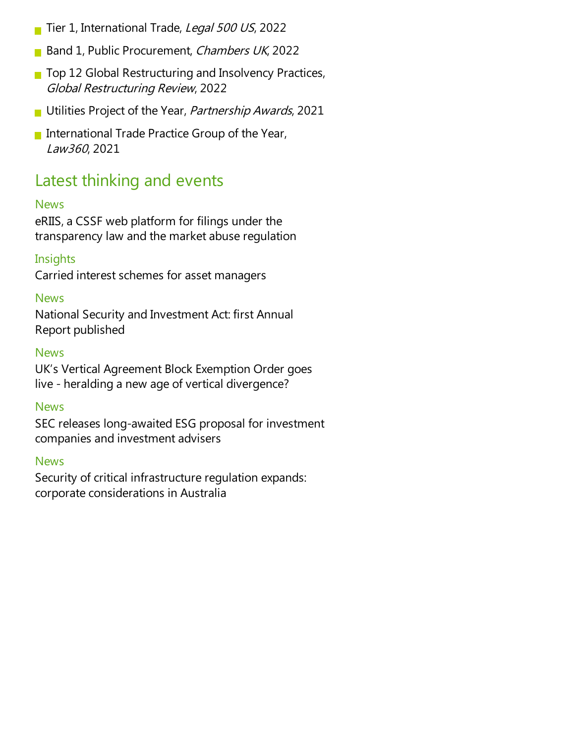- Tier 1, International Trade, *Legal 500 US*, 2022
- Band 1, Public Procurement, *Chambers UK*, 2022
- Top 12 Global Restructuring and Insolvency Practices, *Global Restructuring Review*, 2022
- Utilities Project of the Year, *Partnership Awards*, 2021
- International Trade Practice Group of the Year, *Law360*, 2021

## Latest thinking and events

News

eRIIS, a CSSF web platform for filings under the transparency law and the market abuse regulation

Insights

Carried interest schemes for asset managers

News

National Security and Investment Act: first Annual Report published

News

UK's Vertical Agreement Block Exemption Order goes live - heralding a new age of vertical divergence?

News

SEC releases long-awaited ESG proposal for investment companies and investment advisers

News

Security of critical infrastructure regulation expands: corporate considerations in Australia